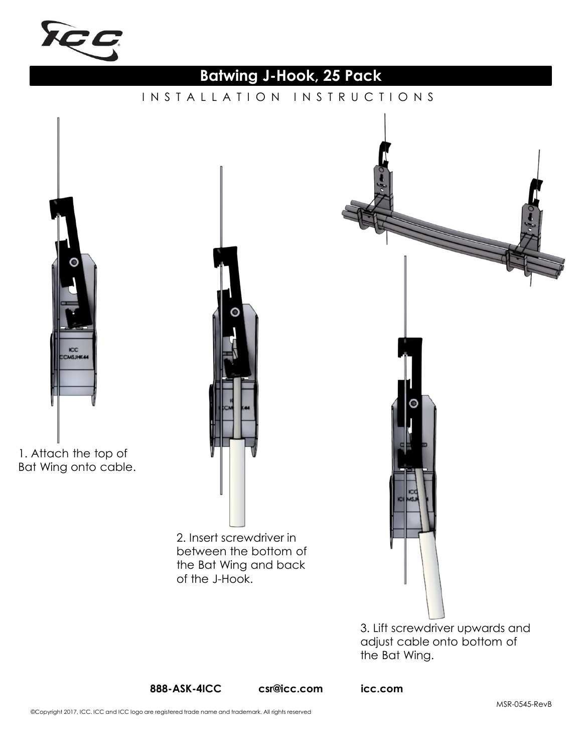# Batwing J-Hook, 25 Pack

INSTALLATION INSTRUCTIONS

1. Attach the top of Bat Wing onto cable.

2. Insert screwdriver in between the bottom of the Bat Wing and back of the J-Hook.

3. Lift screwdriver upwards and adjust cable onto bottom of the Bat Wing.

**888-ASK-4ICC** **csr@icc.com** **icc.com**

MSR-0545-RevB

©Copyright 2017, ICC. ICC and ICC logo are registered trade name and trademark. All rights reserved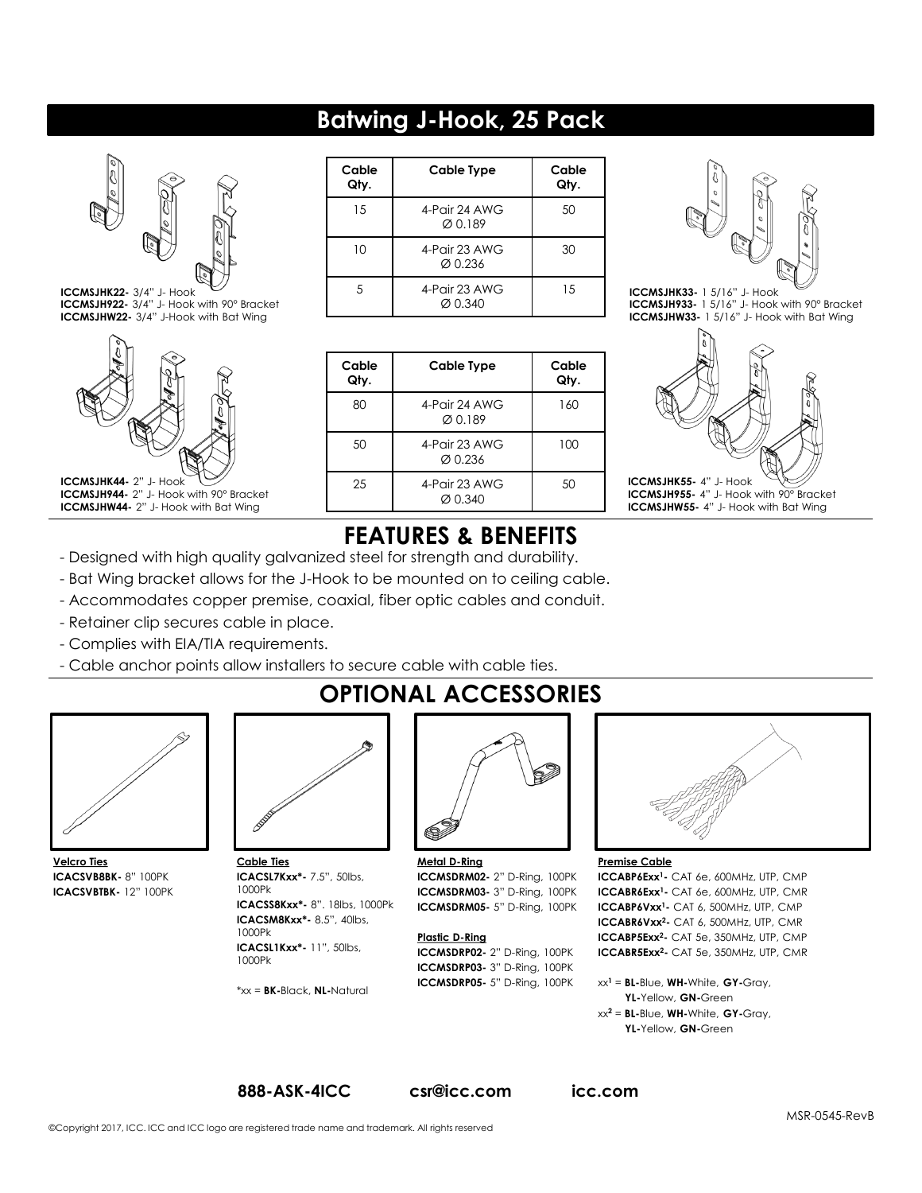# Batwing J-Hook, 25 Pack

**ICCMSJHK22-** 3/4" J- Hook
**ICCMSJH922-** 3/4" J- Hook with 90° Bracket
**ICCMSJHW22-** 3/4" J-Hook with Bat Wing

| Cable Qty. | Cable Type | Cable Qty. |
|---|---|---|
| 15 | 4-Pair 24 AWG Ø 0.189 | 50 |
| 10 | 4-Pair 23 AWG Ø 0.236 | 30 |
| 5 | 4-Pair 23 AWG Ø 0.340 | 15 |

**ICCMSJHK33-** 1 5/16" J- Hook
**ICCMSJH933-** 1 5/16" J- Hook with 90° Bracket
**ICCMSJHW33-** 1 5/16" J- Hook with Bat Wing

**ICCMSJHK44-** 2" J- Hook
**ICCMSJH944-** 2" J- Hook with 90° Bracket
**ICCMSJHW44-** 2" J- Hook with Bat Wing

| Cable Qty. | Cable Type | Cable Qty. |
|---|---|---|
| 80 | 4-Pair 24 AWG Ø 0.189 | 160 |
| 50 | 4-Pair 23 AWG Ø 0.236 | 100 |
| 25 | 4-Pair 23 AWG Ø 0.340 | 50 |

**ICCMSJHK55-** 4" J- Hook
**ICCMSJH955-** 4" J- Hook with 90° Bracket
**ICCMSJHW55-** 4" J- Hook with Bat Wing

## FEATURES & BENEFITS

- Designed with high quality galvanized steel for strength and durability.
- Bat Wing bracket allows for the J-Hook to be mounted on to ceiling cable.
- Accommodates copper premise, coaxial, fiber optic cables and conduit.
- Retainer clip secures cable in place.
- Complies with EIA/TIA requirements.
- Cable anchor points allow installers to secure cable with cable ties.

## OPTIONAL ACCESSORIES

**Velcro Ties**
**ICACSVB8BK-** 8" 100PK
**ICACSVBTBK-** 12" 100PK

**Cable Ties**
**ICACSL7Kxx*-** 7.5", 50lbs, 1000Pk
**ICACSS8Kxx*-** 8". 18lbs, 1000Pk
**ICACSM8Kxx*-** 8.5", 40lbs, 1000Pk
**ICACSL1Kxx*-** 11", 50lbs, 1000Pk

*xx = **BK-**Black, **NL-**Natural

**Metal D-Ring**
**ICCMSDRM02-** 2" D-Ring, 100PK
**ICCMSDRM03-** 3" D-Ring, 100PK
**ICCMSDRM05-** 5" D-Ring, 100PK

**Plastic D-Ring**
**ICCMSDRP02-** 2" D-Ring, 100PK
**ICCMSDRP03-** 3" D-Ring, 100PK
**ICCMSDRP05-** 5" D-Ring, 100PK

**Premise Cable**
**ICCABP6Exx[1]-** CAT 6e, 600MHz, UTP, CMP
**ICCABR6Exx[1]-** CAT 6e, 600MHz, UTP, CMR
**ICCABP6Vxx[1]-** CAT 6, 500MHz, UTP, CMP
**ICCABR6Vxx[2]-** CAT 6, 500MHz, UTP, CMR
**ICCABP5Exx[2]-** CAT 5e, 350MHz, UTP, CMP
**ICCABR5Exx[2]-** CAT 5e, 350MHz, UTP, CMR

xx[1] = **BL-**Blue, **WH-**White, **GY-**Gray, **YL-**Yellow, **GN-**Green
xx[2] = **BL-**Blue, **WH-**White, **GY-**Gray, **YL-**Yellow, **GN-**Green

**888-ASK-4ICC** **csr@icc.com** **icc.com**

MSR-0545-RevB

©Copyright 2017, ICC. ICC and ICC logo are registered trade name and trademark. All rights reserved